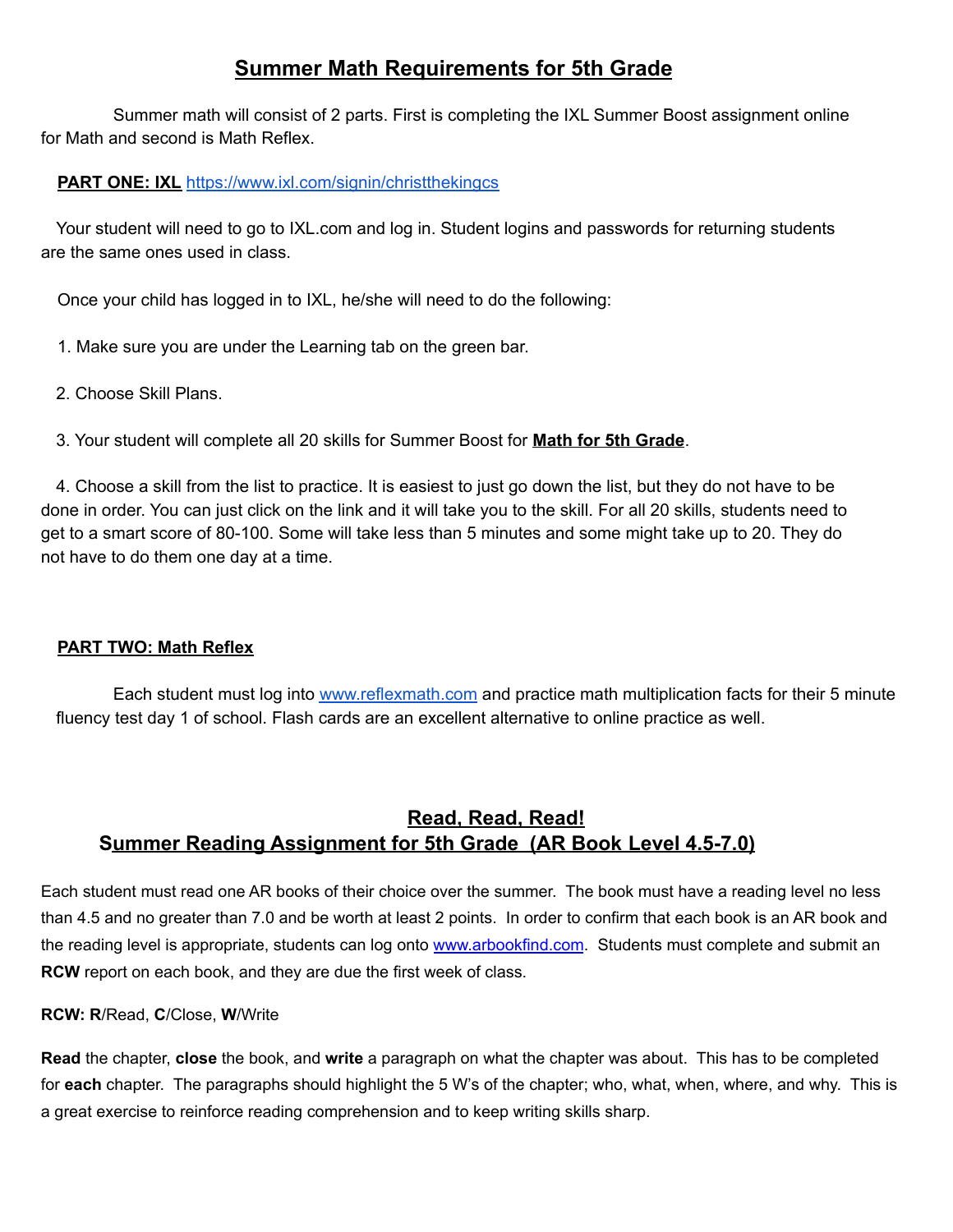# Summer Math Requirements for 5th Grade

Summer math will consist of 2 parts. First is completing the IXL Summer Boost assignment online for Math and second is Math Reflex.

**PART ONE: IXL** https://www.ixl.com/signin/christthekingcs

Your student will need to go to IXL.com and log in. Student logins and passwords for returning students are the same ones used in class.

Once your child has logged in to IXL, he/she will need to do the following:

1. Make sure you are under the Learning tab on the green bar.

2. Choose Skill Plans.

3. Your student will complete all 20 skills for Summer Boost for **Math for 5th Grade**.

4. Choose a skill from the list to practice. It is easiest to just go down the list, but they do not have to be done in order. You can just click on the link and it will take you to the skill. For all 20 skills, students need to get to a smart score of 80-100. Some will take less than 5 minutes and some might take up to 20. They do not have to do them one day at a time.

**PART TWO: Math Reflex**

Each student must log into www.reflexmath.com and practice math multiplication facts for their 5 minute fluency test day 1 of school. Flash cards are an excellent alternative to online practice as well.

## Read, Read, Read!
## Summer Reading Assignment for 5th Grade (AR Book Level 4.5-7.0)

Each student must read one AR books of their choice over the summer. The book must have a reading level no less than 4.5 and no greater than 7.0 and be worth at least 2 points. In order to confirm that each book is an AR book and the reading level is appropriate, students can log onto www.arbookfind.com. Students must complete and submit an **RCW** report on each book, and they are due the first week of class.

**RCW: R**/Read, **C**/Close, **W**/Write

**Read** the chapter, **close** the book, and **write** a paragraph on what the chapter was about. This has to be completed for **each** chapter. The paragraphs should highlight the 5 W's of the chapter; who, what, when, where, and why. This is a great exercise to reinforce reading comprehension and to keep writing skills sharp.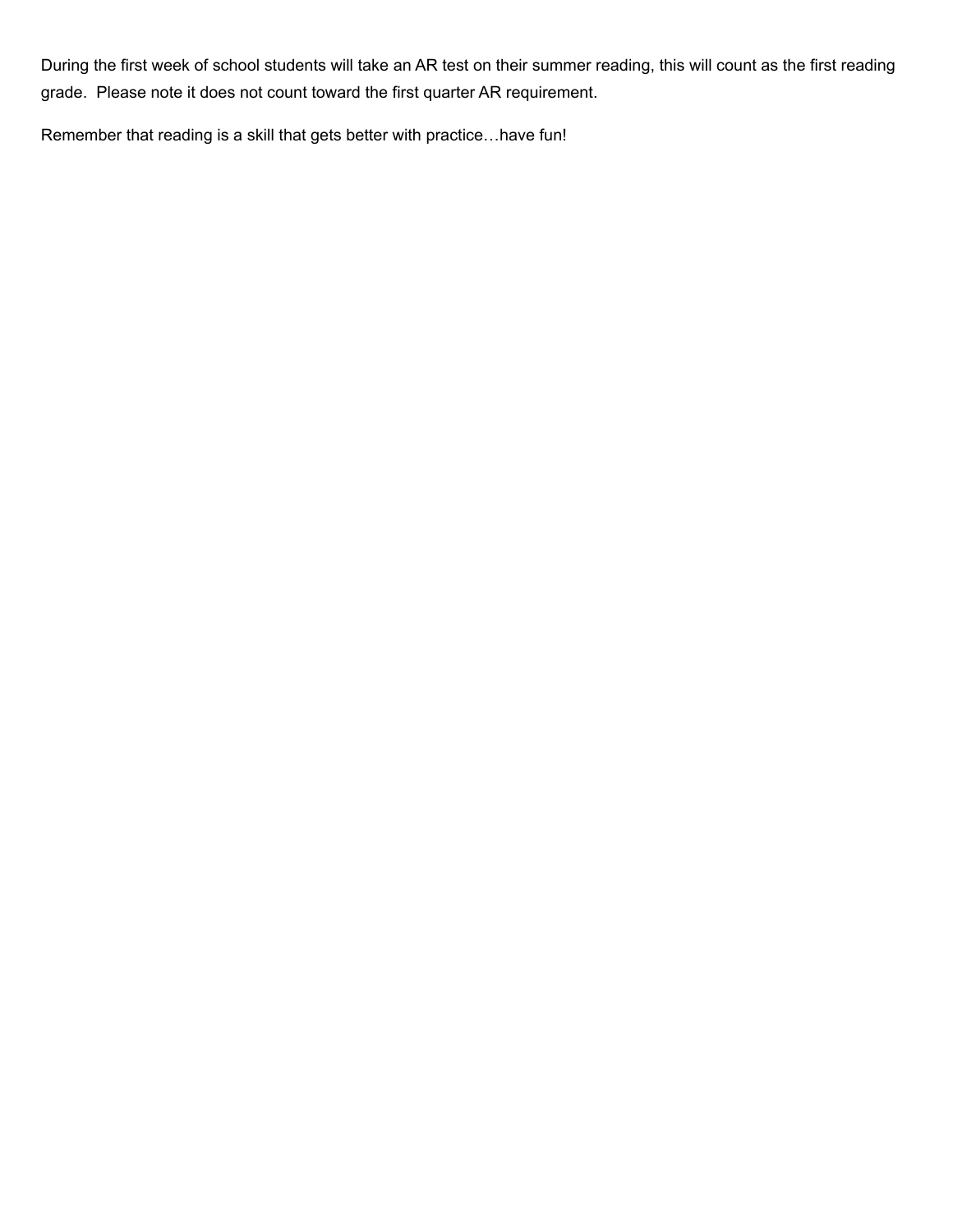During the first week of school students will take an AR test on their summer reading, this will count as the first reading grade.  Please note it does not count toward the first quarter AR requirement.

Remember that reading is a skill that gets better with practice…have fun!